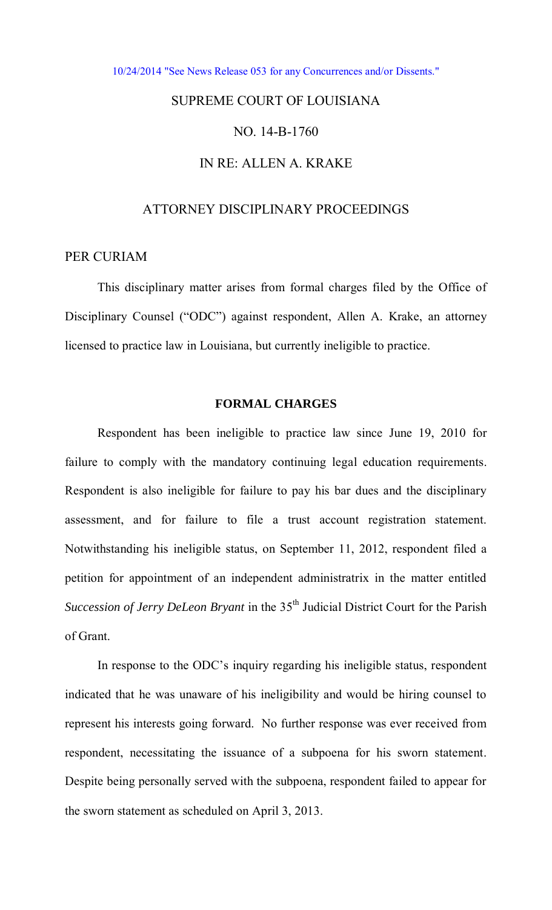10/24/2014 "See News Release 053 for any Concurrences and/or Dissents."

SUPREME COURT OF LOUISIANA

NO. 14-B-1760

IN RE: ALLEN A. KRAKE

ATTORNEY DISCIPLINARY PROCEEDINGS

PER CURIAM

This disciplinary matter arises from formal charges filed by the Office of Disciplinary Counsel ("ODC") against respondent, Allen A. Krake, an attorney licensed to practice law in Louisiana, but currently ineligible to practice.

**FORMAL CHARGES**

Respondent has been ineligible to practice law since June 19, 2010 for failure to comply with the mandatory continuing legal education requirements. Respondent is also ineligible for failure to pay his bar dues and the disciplinary assessment, and for failure to file a trust account registration statement. Notwithstanding his ineligible status, on September 11, 2012, respondent filed a petition for appointment of an independent administratrix in the matter entitled *Succession of Jerry DeLeon Bryant* in the 35th Judicial District Court for the Parish of Grant.

In response to the ODC's inquiry regarding his ineligible status, respondent indicated that he was unaware of his ineligibility and would be hiring counsel to represent his interests going forward. No further response was ever received from respondent, necessitating the issuance of a subpoena for his sworn statement. Despite being personally served with the subpoena, respondent failed to appear for the sworn statement as scheduled on April 3, 2013.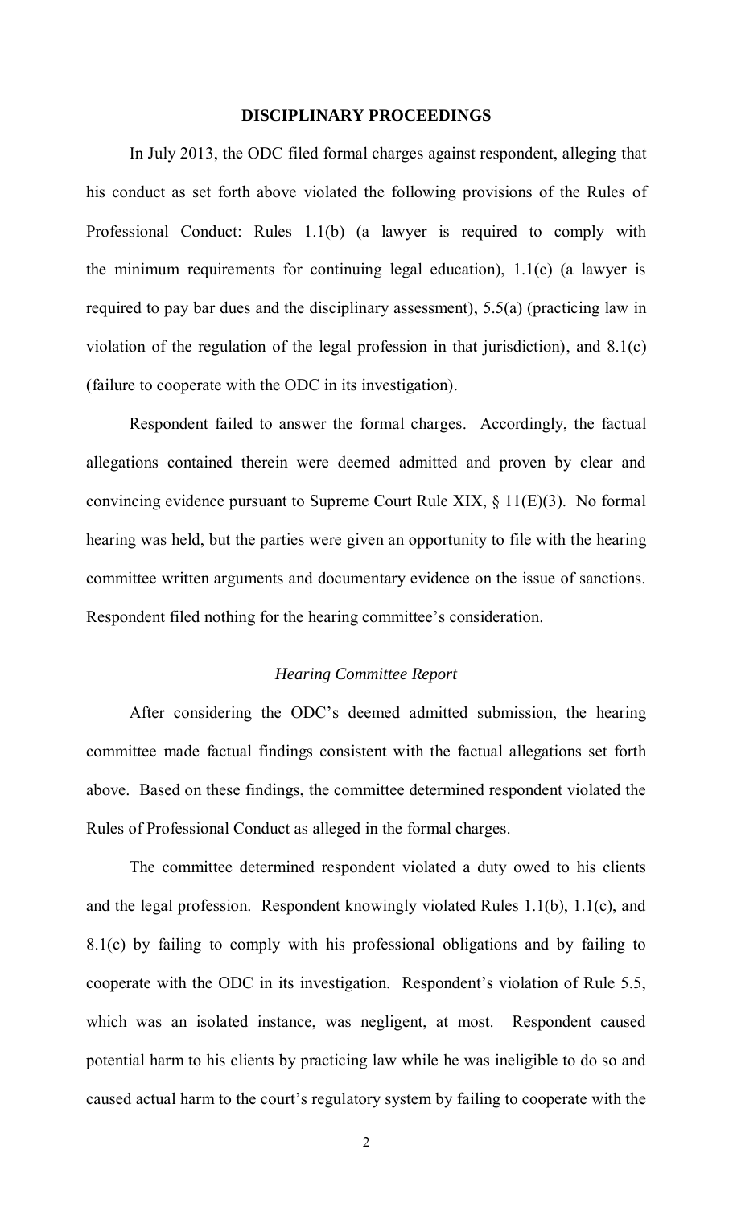## DISCIPLINARY PROCEEDINGS

In July 2013, the ODC filed formal charges against respondent, alleging that his conduct as set forth above violated the following provisions of the Rules of Professional Conduct: Rules 1.1(b) (a lawyer is required to comply with the minimum requirements for continuing legal education), 1.1(c) (a lawyer is required to pay bar dues and the disciplinary assessment), 5.5(a) (practicing law in violation of the regulation of the legal profession in that jurisdiction), and 8.1(c) (failure to cooperate with the ODC in its investigation).

Respondent failed to answer the formal charges. Accordingly, the factual allegations contained therein were deemed admitted and proven by clear and convincing evidence pursuant to Supreme Court Rule XIX, § 11(E)(3). No formal hearing was held, but the parties were given an opportunity to file with the hearing committee written arguments and documentary evidence on the issue of sanctions. Respondent filed nothing for the hearing committee's consideration.

### *Hearing Committee Report*

After considering the ODC's deemed admitted submission, the hearing committee made factual findings consistent with the factual allegations set forth above. Based on these findings, the committee determined respondent violated the Rules of Professional Conduct as alleged in the formal charges.

The committee determined respondent violated a duty owed to his clients and the legal profession. Respondent knowingly violated Rules 1.1(b), 1.1(c), and 8.1(c) by failing to comply with his professional obligations and by failing to cooperate with the ODC in its investigation. Respondent's violation of Rule 5.5, which was an isolated instance, was negligent, at most. Respondent caused potential harm to his clients by practicing law while he was ineligible to do so and caused actual harm to the court's regulatory system by failing to cooperate with the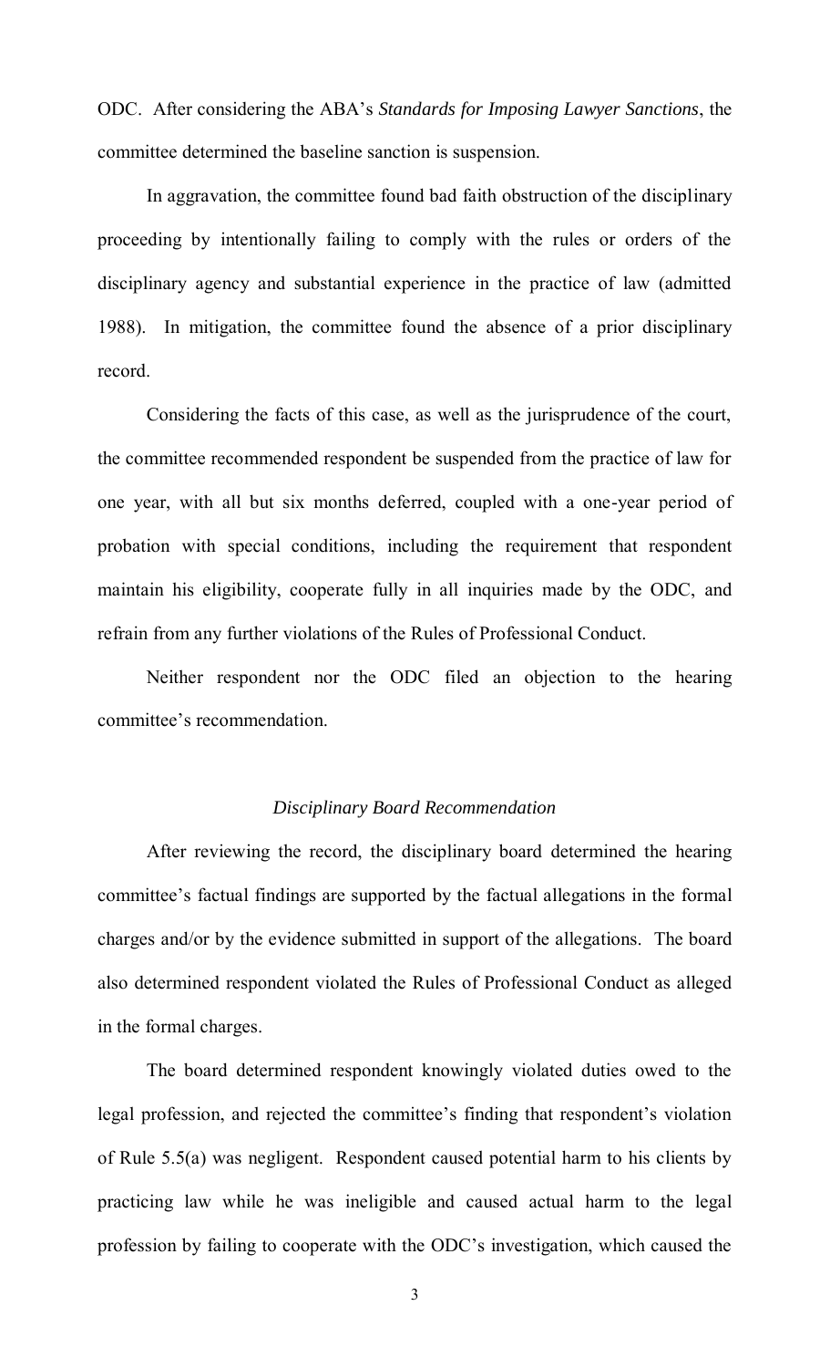ODC. After considering the ABA's *Standards for Imposing Lawyer Sanctions*, the committee determined the baseline sanction is suspension.

In aggravation, the committee found bad faith obstruction of the disciplinary proceeding by intentionally failing to comply with the rules or orders of the disciplinary agency and substantial experience in the practice of law (admitted 1988). In mitigation, the committee found the absence of a prior disciplinary record.

Considering the facts of this case, as well as the jurisprudence of the court, the committee recommended respondent be suspended from the practice of law for one year, with all but six months deferred, coupled with a one-year period of probation with special conditions, including the requirement that respondent maintain his eligibility, cooperate fully in all inquiries made by the ODC, and refrain from any further violations of the Rules of Professional Conduct.

Neither respondent nor the ODC filed an objection to the hearing committee's recommendation.

### *Disciplinary Board Recommendation*

After reviewing the record, the disciplinary board determined the hearing committee's factual findings are supported by the factual allegations in the formal charges and/or by the evidence submitted in support of the allegations. The board also determined respondent violated the Rules of Professional Conduct as alleged in the formal charges.

The board determined respondent knowingly violated duties owed to the legal profession, and rejected the committee's finding that respondent's violation of Rule 5.5(a) was negligent. Respondent caused potential harm to his clients by practicing law while he was ineligible and caused actual harm to the legal profession by failing to cooperate with the ODC's investigation, which caused the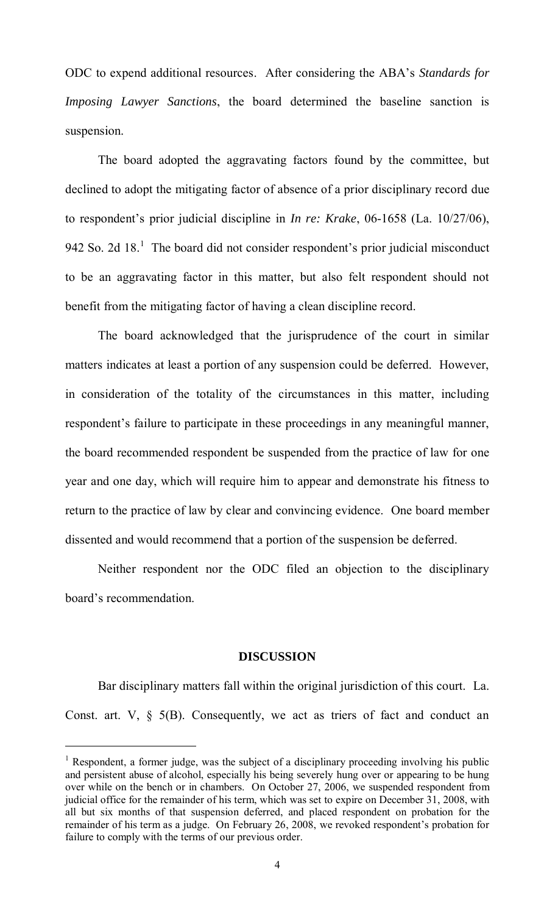ODC to expend additional resources. After considering the ABA's *Standards for Imposing Lawyer Sanctions*, the board determined the baseline sanction is suspension.

The board adopted the aggravating factors found by the committee, but declined to adopt the mitigating factor of absence of a prior disciplinary record due to respondent's prior judicial discipline in *In re: Krake*, 06-1658 (La. 10/27/06), 942 So. 2d 18.[1] The board did not consider respondent's prior judicial misconduct to be an aggravating factor in this matter, but also felt respondent should not benefit from the mitigating factor of having a clean discipline record.

The board acknowledged that the jurisprudence of the court in similar matters indicates at least a portion of any suspension could be deferred. However, in consideration of the totality of the circumstances in this matter, including respondent's failure to participate in these proceedings in any meaningful manner, the board recommended respondent be suspended from the practice of law for one year and one day, which will require him to appear and demonstrate his fitness to return to the practice of law by clear and convincing evidence. One board member dissented and would recommend that a portion of the suspension be deferred.

Neither respondent nor the ODC filed an objection to the disciplinary board's recommendation.

## DISCUSSION

Bar disciplinary matters fall within the original jurisdiction of this court. La. Const. art. V, § 5(B). Consequently, we act as triers of fact and conduct an

---

[1] Respondent, a former judge, was the subject of a disciplinary proceeding involving his public and persistent abuse of alcohol, especially his being severely hung over or appearing to be hung over while on the bench or in chambers. On October 27, 2006, we suspended respondent from judicial office for the remainder of his term, which was set to expire on December 31, 2008, with all but six months of that suspension deferred, and placed respondent on probation for the remainder of his term as a judge. On February 26, 2008, we revoked respondent's probation for failure to comply with the terms of our previous order.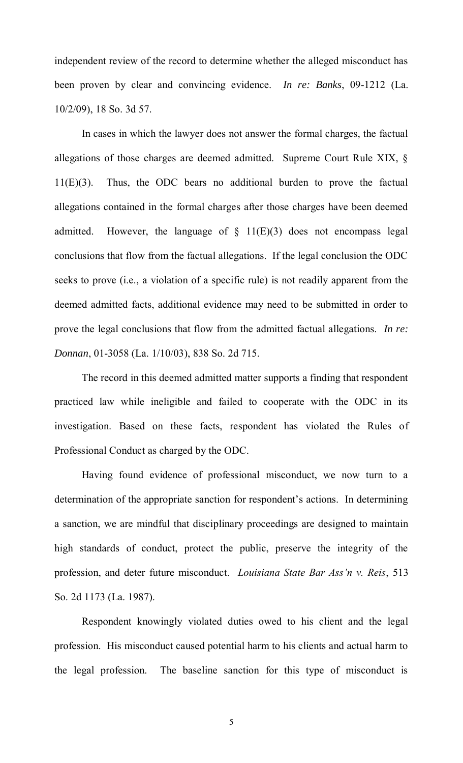independent review of the record to determine whether the alleged misconduct has been proven by clear and convincing evidence. *In re: Banks*, 09-1212 (La. 10/2/09), 18 So. 3d 57.

In cases in which the lawyer does not answer the formal charges, the factual allegations of those charges are deemed admitted. Supreme Court Rule XIX, § 11(E)(3). Thus, the ODC bears no additional burden to prove the factual allegations contained in the formal charges after those charges have been deemed admitted. However, the language of § 11(E)(3) does not encompass legal conclusions that flow from the factual allegations. If the legal conclusion the ODC seeks to prove (i.e., a violation of a specific rule) is not readily apparent from the deemed admitted facts, additional evidence may need to be submitted in order to prove the legal conclusions that flow from the admitted factual allegations. *In re: Donnan*, 01-3058 (La. 1/10/03), 838 So. 2d 715.

The record in this deemed admitted matter supports a finding that respondent practiced law while ineligible and failed to cooperate with the ODC in its investigation. Based on these facts, respondent has violated the Rules of Professional Conduct as charged by the ODC.

Having found evidence of professional misconduct, we now turn to a determination of the appropriate sanction for respondent's actions. In determining a sanction, we are mindful that disciplinary proceedings are designed to maintain high standards of conduct, protect the public, preserve the integrity of the profession, and deter future misconduct. *Louisiana State Bar Ass'n v. Reis*, 513 So. 2d 1173 (La. 1987).

Respondent knowingly violated duties owed to his client and the legal profession. His misconduct caused potential harm to his clients and actual harm to the legal profession. The baseline sanction for this type of misconduct is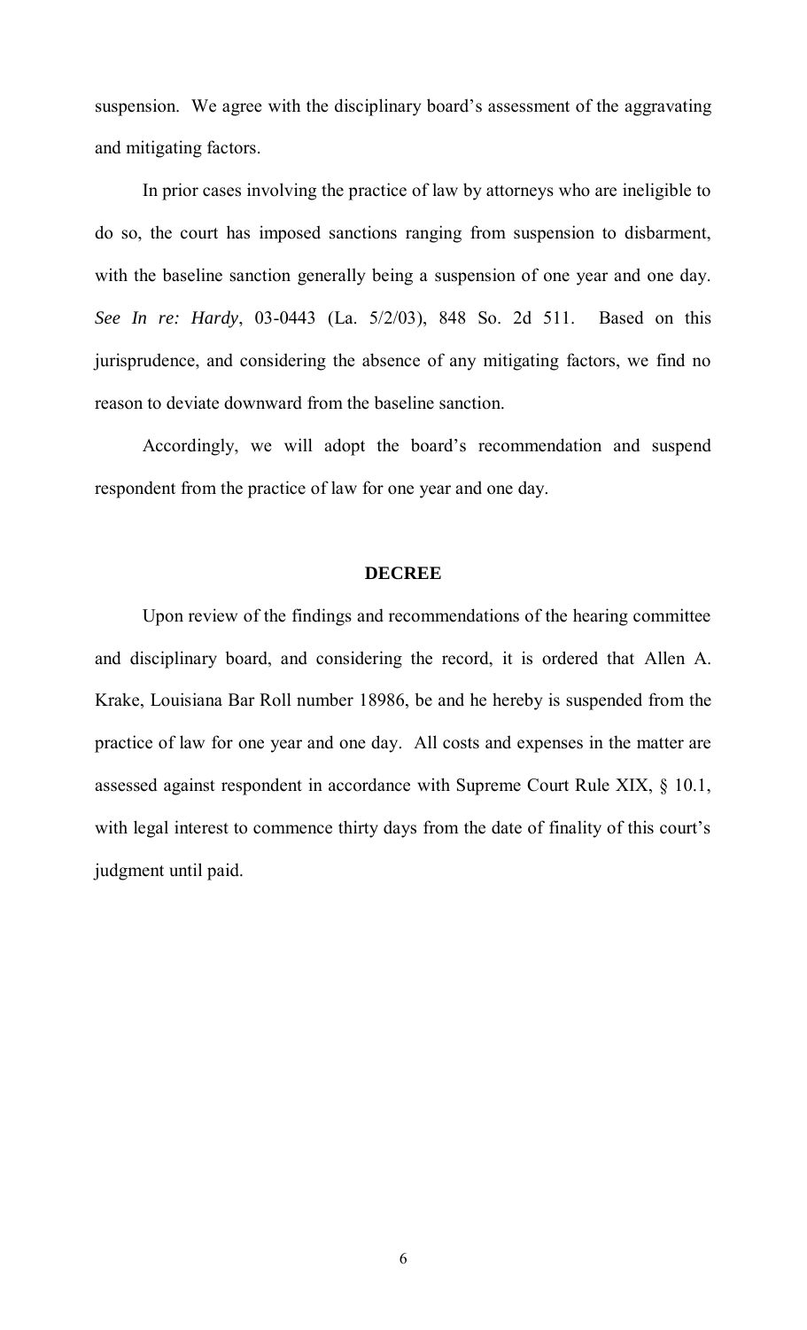suspension. We agree with the disciplinary board's assessment of the aggravating and mitigating factors.

In prior cases involving the practice of law by attorneys who are ineligible to do so, the court has imposed sanctions ranging from suspension to disbarment, with the baseline sanction generally being a suspension of one year and one day. *See In re: Hardy*, 03-0443 (La. 5/2/03), 848 So. 2d 511. Based on this jurisprudence, and considering the absence of any mitigating factors, we find no reason to deviate downward from the baseline sanction.

Accordingly, we will adopt the board's recommendation and suspend respondent from the practice of law for one year and one day.

## DECREE

Upon review of the findings and recommendations of the hearing committee and disciplinary board, and considering the record, it is ordered that Allen A. Krake, Louisiana Bar Roll number 18986, be and he hereby is suspended from the practice of law for one year and one day. All costs and expenses in the matter are assessed against respondent in accordance with Supreme Court Rule XIX, § 10.1, with legal interest to commence thirty days from the date of finality of this court's judgment until paid.